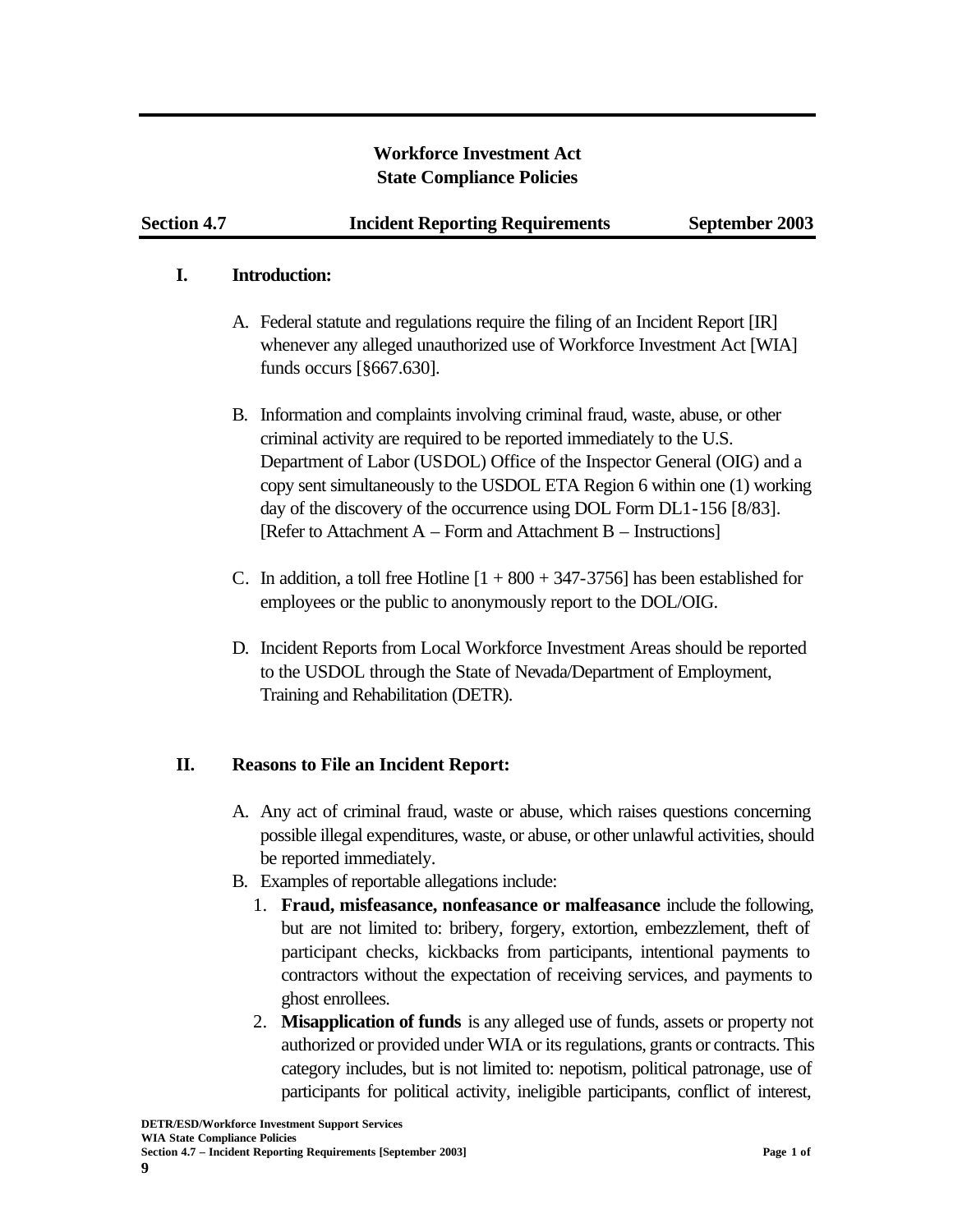# Workforce Investment Act
# State Compliance Policies

**Section 4.7 — Incident Reporting Requirements — September 2003**

## I. Introduction:

A. Federal statute and regulations require the filing of an Incident Report [IR] whenever any alleged unauthorized use of Workforce Investment Act [WIA] funds occurs [§667.630].

B. Information and complaints involving criminal fraud, waste, abuse, or other criminal activity are required to be reported immediately to the U.S. Department of Labor (USDOL) Office of the Inspector General (OIG) and a copy sent simultaneously to the USDOL ETA Region 6 within one (1) working day of the discovery of the occurrence using DOL Form DL1-156 [8/83]. [Refer to Attachment A – Form and Attachment B – Instructions]

C. In addition, a toll free Hotline [1 + 800 + 347-3756] has been established for employees or the public to anonymously report to the DOL/OIG.

D. Incident Reports from Local Workforce Investment Areas should be reported to the USDOL through the State of Nevada/Department of Employment, Training and Rehabilitation (DETR).

## II. Reasons to File an Incident Report:

A. Any act of criminal fraud, waste or abuse, which raises questions concerning possible illegal expenditures, waste, or abuse, or other unlawful activities, should be reported immediately.

B. Examples of reportable allegations include:

1. **Fraud, misfeasance, nonfeasance or malfeasance** include the following, but are not limited to: bribery, forgery, extortion, embezzlement, theft of participant checks, kickbacks from participants, intentional payments to contractors without the expectation of receiving services, and payments to ghost enrollees.
2. **Misapplication of funds** is any alleged use of funds, assets or property not authorized or provided under WIA or its regulations, grants or contracts. This category includes, but is not limited to: nepotism, political patronage, use of participants for political activity, ineligible participants, conflict of interest,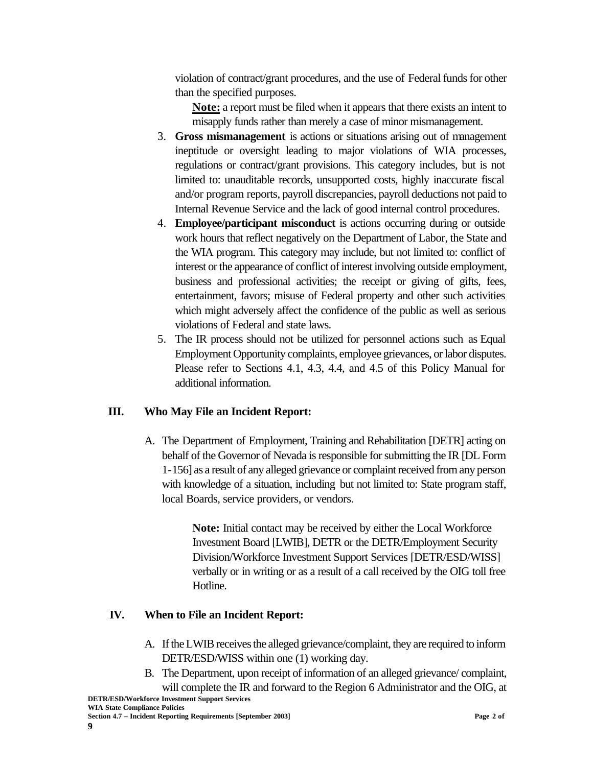violation of contract/grant procedures, and the use of Federal funds for other than the specified purposes.

**Note:** a report must be filed when it appears that there exists an intent to misapply funds rather than merely a case of minor mismanagement.

3. **Gross mismanagement** is actions or situations arising out of management ineptitude or oversight leading to major violations of WIA processes, regulations or contract/grant provisions. This category includes, but is not limited to: unauditable records, unsupported costs, highly inaccurate fiscal and/or program reports, payroll discrepancies, payroll deductions not paid to Internal Revenue Service and the lack of good internal control procedures.
4. **Employee/participant misconduct** is actions occurring during or outside work hours that reflect negatively on the Department of Labor, the State and the WIA program. This category may include, but not limited to: conflict of interest or the appearance of conflict of interest involving outside employment, business and professional activities; the receipt or giving of gifts, fees, entertainment, favors; misuse of Federal property and other such activities which might adversely affect the confidence of the public as well as serious violations of Federal and state laws.
5. The IR process should not be utilized for personnel actions such as Equal Employment Opportunity complaints, employee grievances, or labor disputes. Please refer to Sections 4.1, 4.3, 4.4, and 4.5 of this Policy Manual for additional information.

## III. Who May File an Incident Report:

A. The Department of Employment, Training and Rehabilitation [DETR] acting on behalf of the Governor of Nevada is responsible for submitting the IR [DL Form 1-156] as a result of any alleged grievance or complaint received from any person with knowledge of a situation, including but not limited to: State program staff, local Boards, service providers, or vendors.

**Note:** Initial contact may be received by either the Local Workforce Investment Board [LWIB], DETR or the DETR/Employment Security Division/Workforce Investment Support Services [DETR/ESD/WISS] verbally or in writing or as a result of a call received by the OIG toll free Hotline.

## IV. When to File an Incident Report:

A. If the LWIB receives the alleged grievance/complaint, they are required to inform DETR/ESD/WISS within one (1) working day.

B. The Department, upon receipt of information of an alleged grievance/ complaint, will complete the IR and forward to the Region 6 Administrator and the OIG, at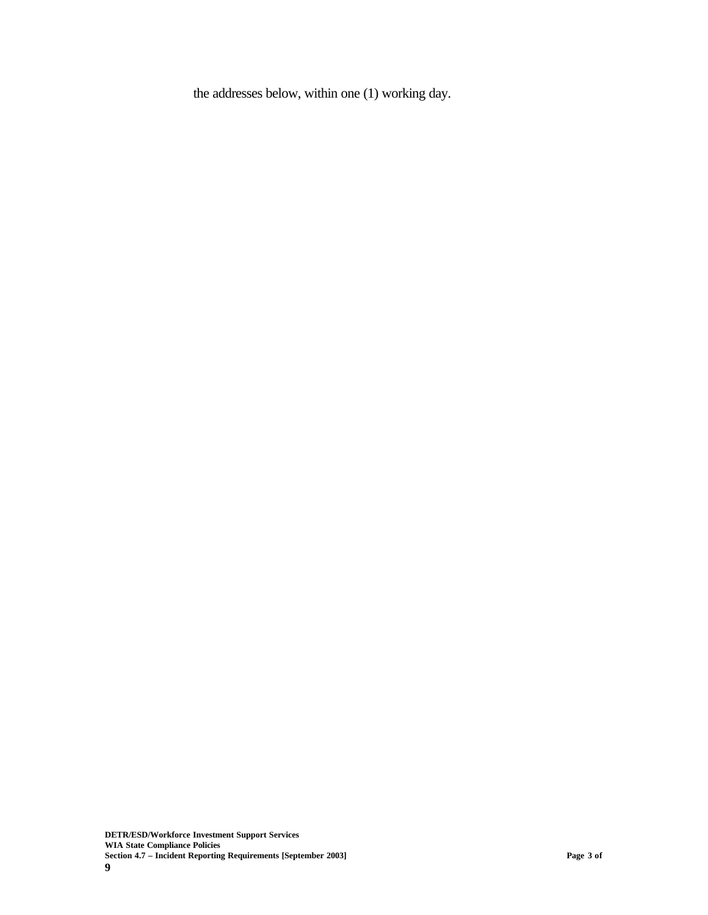the addresses below, within one (1) working day.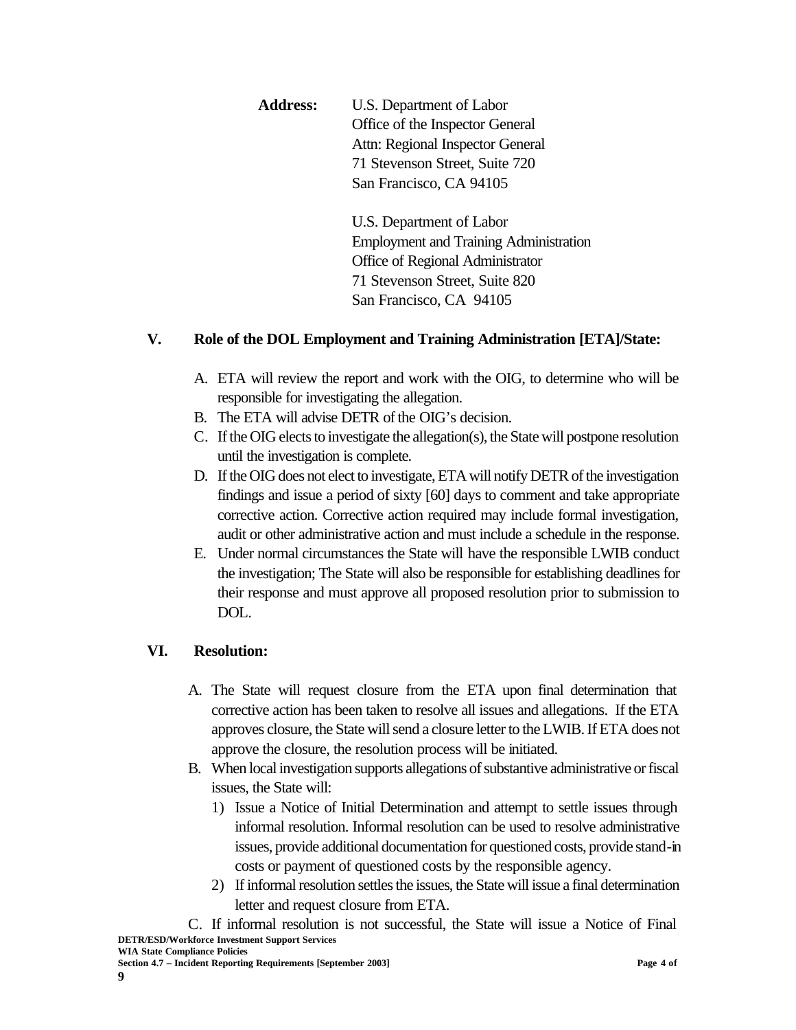**Address:** U.S. Department of Labor
Office of the Inspector General
Attn: Regional Inspector General
71 Stevenson Street, Suite 720
San Francisco, CA 94105

U.S. Department of Labor
Employment and Training Administration
Office of Regional Administrator
71 Stevenson Street, Suite 820
San Francisco, CA 94105

## V. Role of the DOL Employment and Training Administration [ETA]/State:

A. ETA will review the report and work with the OIG, to determine who will be responsible for investigating the allegation.
B. The ETA will advise DETR of the OIG's decision.
C. If the OIG elects to investigate the allegation(s), the State will postpone resolution until the investigation is complete.
D. If the OIG does not elect to investigate, ETA will notify DETR of the investigation findings and issue a period of sixty [60] days to comment and take appropriate corrective action. Corrective action required may include formal investigation, audit or other administrative action and must include a schedule in the response.
E. Under normal circumstances the State will have the responsible LWIB conduct the investigation; The State will also be responsible for establishing deadlines for their response and must approve all proposed resolution prior to submission to DOL.

## VI. Resolution:

A. The State will request closure from the ETA upon final determination that corrective action has been taken to resolve all issues and allegations. If the ETA approves closure, the State will send a closure letter to the LWIB. If ETA does not approve the closure, the resolution process will be initiated.
B. When local investigation supports allegations of substantive administrative or fiscal issues, the State will:
   1) Issue a Notice of Initial Determination and attempt to settle issues through informal resolution. Informal resolution can be used to resolve administrative issues, provide additional documentation for questioned costs, provide stand-in costs or payment of questioned costs by the responsible agency.
   2) If informal resolution settles the issues, the State will issue a final determination letter and request closure from ETA.

C. If informal resolution is not successful, the State will issue a Notice of Final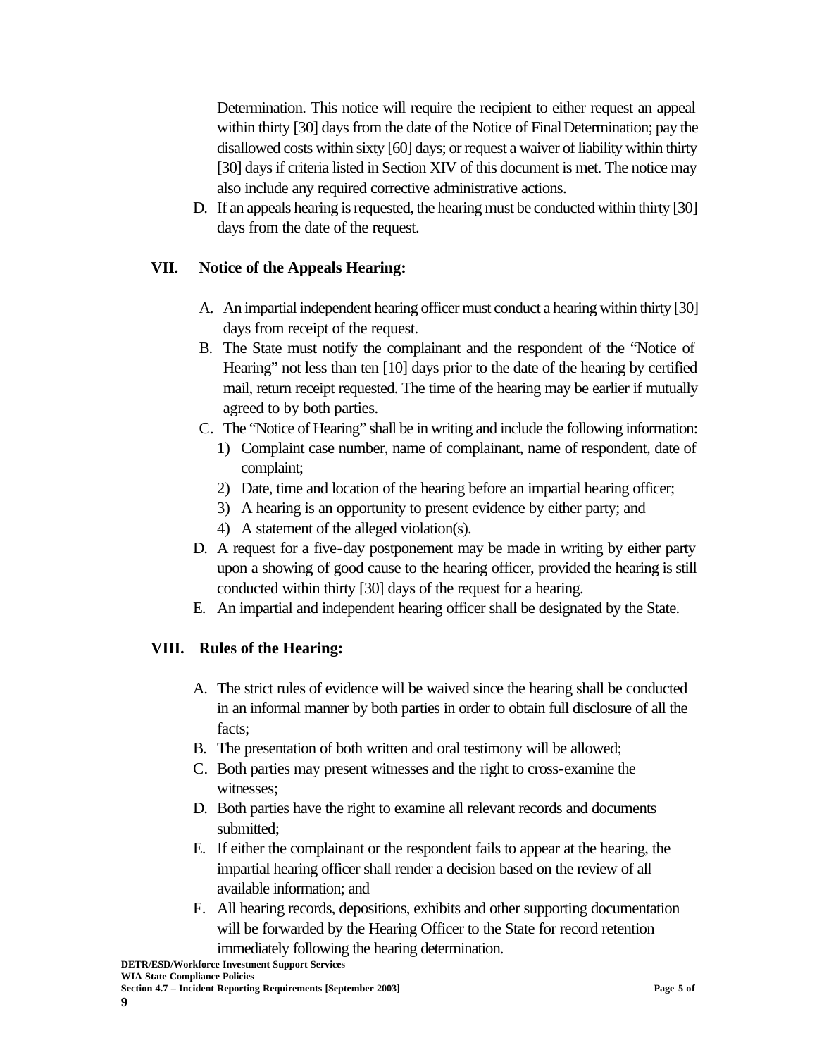Determination. This notice will require the recipient to either request an appeal within thirty [30] days from the date of the Notice of Final Determination; pay the disallowed costs within sixty [60] days; or request a waiver of liability within thirty [30] days if criteria listed in Section XIV of this document is met. The notice may also include any required corrective administrative actions.

D. If an appeals hearing is requested, the hearing must be conducted within thirty [30] days from the date of the request.

## VII. Notice of the Appeals Hearing:

A. An impartial independent hearing officer must conduct a hearing within thirty [30] days from receipt of the request.

B. The State must notify the complainant and the respondent of the "Notice of Hearing" not less than ten [10] days prior to the date of the hearing by certified mail, return receipt requested. The time of the hearing may be earlier if mutually agreed to by both parties.

C. The "Notice of Hearing" shall be in writing and include the following information:
   1) Complaint case number, name of complainant, name of respondent, date of complaint;
   2) Date, time and location of the hearing before an impartial hearing officer;
   3) A hearing is an opportunity to present evidence by either party; and
   4) A statement of the alleged violation(s).

D. A request for a five-day postponement may be made in writing by either party upon a showing of good cause to the hearing officer, provided the hearing is still conducted within thirty [30] days of the request for a hearing.

E. An impartial and independent hearing officer shall be designated by the State.

## VIII. Rules of the Hearing:

A. The strict rules of evidence will be waived since the hearing shall be conducted in an informal manner by both parties in order to obtain full disclosure of all the facts;

B. The presentation of both written and oral testimony will be allowed;

C. Both parties may present witnesses and the right to cross-examine the witnesses;

D. Both parties have the right to examine all relevant records and documents submitted;

E. If either the complainant or the respondent fails to appear at the hearing, the impartial hearing officer shall render a decision based on the review of all available information; and

F. All hearing records, depositions, exhibits and other supporting documentation will be forwarded by the Hearing Officer to the State for record retention immediately following the hearing determination.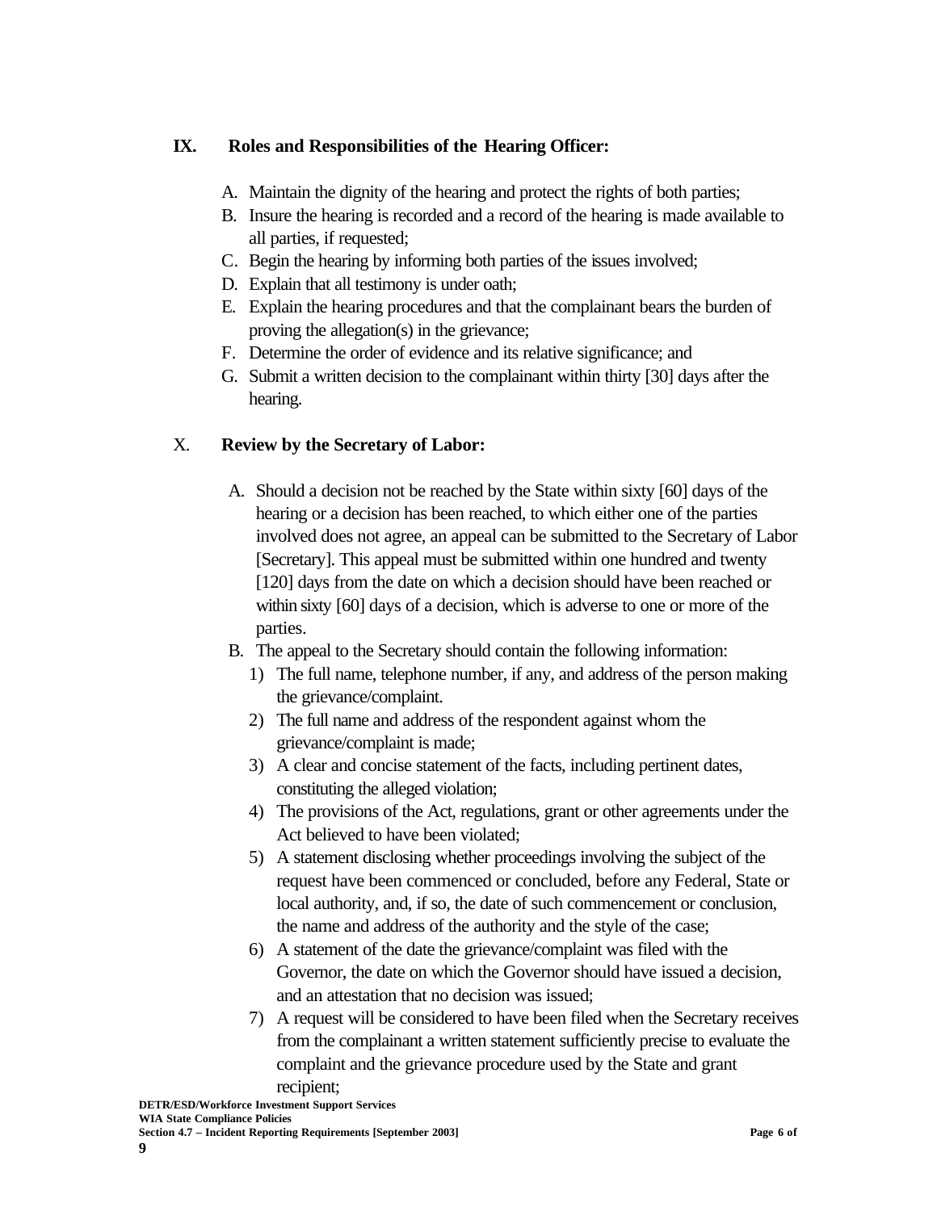## IX. Roles and Responsibilities of the Hearing Officer:

A. Maintain the dignity of the hearing and protect the rights of both parties;
B. Insure the hearing is recorded and a record of the hearing is made available to all parties, if requested;
C. Begin the hearing by informing both parties of the issues involved;
D. Explain that all testimony is under oath;
E. Explain the hearing procedures and that the complainant bears the burden of proving the allegation(s) in the grievance;
F. Determine the order of evidence and its relative significance; and
G. Submit a written decision to the complainant within thirty [30] days after the hearing.

## X. Review by the Secretary of Labor:

A. Should a decision not be reached by the State within sixty [60] days of the hearing or a decision has been reached, to which either one of the parties involved does not agree, an appeal can be submitted to the Secretary of Labor [Secretary]. This appeal must be submitted within one hundred and twenty [120] days from the date on which a decision should have been reached or within sixty [60] days of a decision, which is adverse to one or more of the parties.
B. The appeal to the Secretary should contain the following information:
   1) The full name, telephone number, if any, and address of the person making the grievance/complaint.
   2) The full name and address of the respondent against whom the grievance/complaint is made;
   3) A clear and concise statement of the facts, including pertinent dates, constituting the alleged violation;
   4) The provisions of the Act, regulations, grant or other agreements under the Act believed to have been violated;
   5) A statement disclosing whether proceedings involving the subject of the request have been commenced or concluded, before any Federal, State or local authority, and, if so, the date of such commencement or conclusion, the name and address of the authority and the style of the case;
   6) A statement of the date the grievance/complaint was filed with the Governor, the date on which the Governor should have issued a decision, and an attestation that no decision was issued;
   7) A request will be considered to have been filed when the Secretary receives from the complainant a written statement sufficiently precise to evaluate the complaint and the grievance procedure used by the State and grant recipient;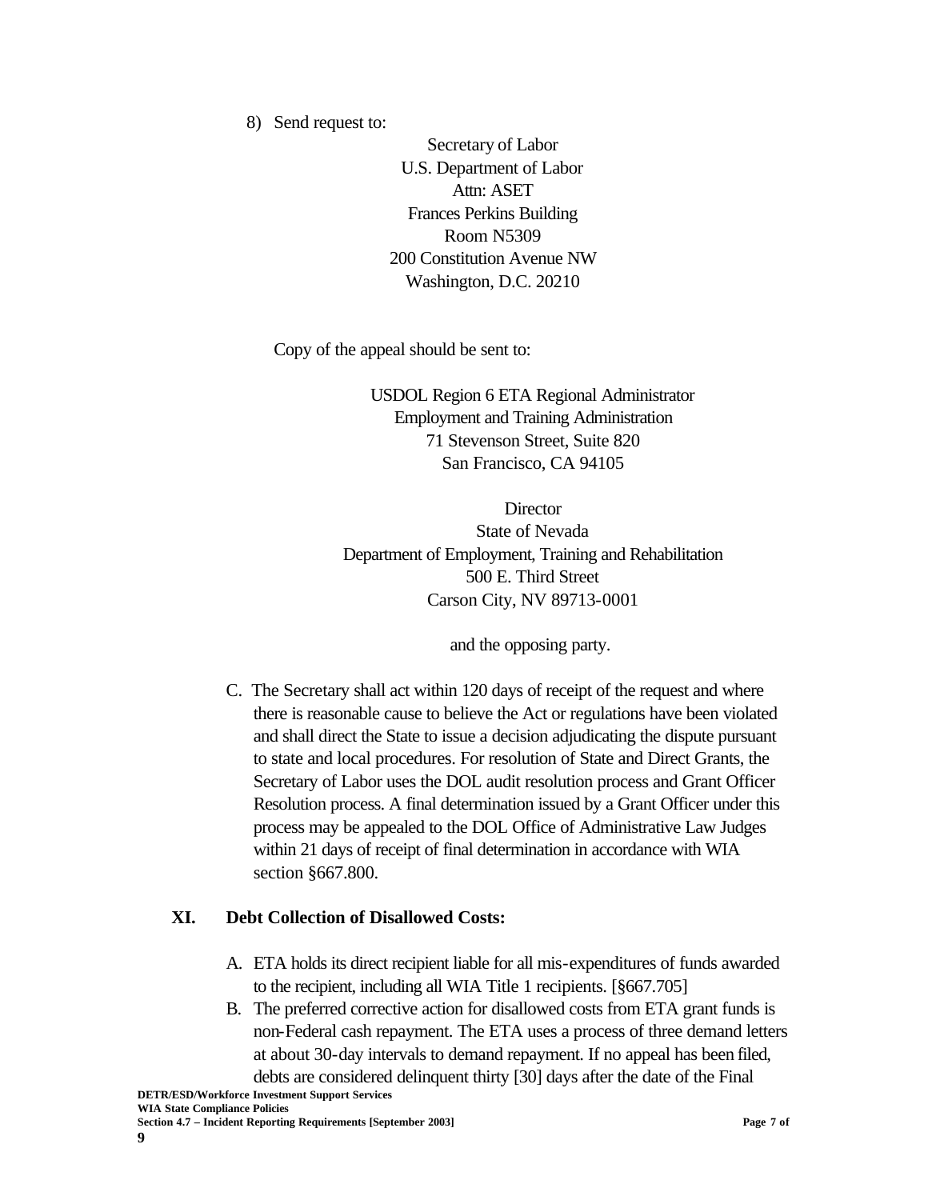8) Send request to:

Secretary of Labor
U.S. Department of Labor
Attn: ASET
Frances Perkins Building
Room N5309
200 Constitution Avenue NW
Washington, D.C. 20210

Copy of the appeal should be sent to:

USDOL Region 6 ETA Regional Administrator
Employment and Training Administration
71 Stevenson Street, Suite 820
San Francisco, CA 94105

Director
State of Nevada
Department of Employment, Training and Rehabilitation
500 E. Third Street
Carson City, NV 89713-0001

and the opposing party.

C. The Secretary shall act within 120 days of receipt of the request and where there is reasonable cause to believe the Act or regulations have been violated and shall direct the State to issue a decision adjudicating the dispute pursuant to state and local procedures. For resolution of State and Direct Grants, the Secretary of Labor uses the DOL audit resolution process and Grant Officer Resolution process. A final determination issued by a Grant Officer under this process may be appealed to the DOL Office of Administrative Law Judges within 21 days of receipt of final determination in accordance with WIA section §667.800.

## XI. Debt Collection of Disallowed Costs:

A. ETA holds its direct recipient liable for all mis-expenditures of funds awarded to the recipient, including all WIA Title 1 recipients. [§667.705]

B. The preferred corrective action for disallowed costs from ETA grant funds is non-Federal cash repayment. The ETA uses a process of three demand letters at about 30-day intervals to demand repayment. If no appeal has been filed, debts are considered delinquent thirty [30] days after the date of the Final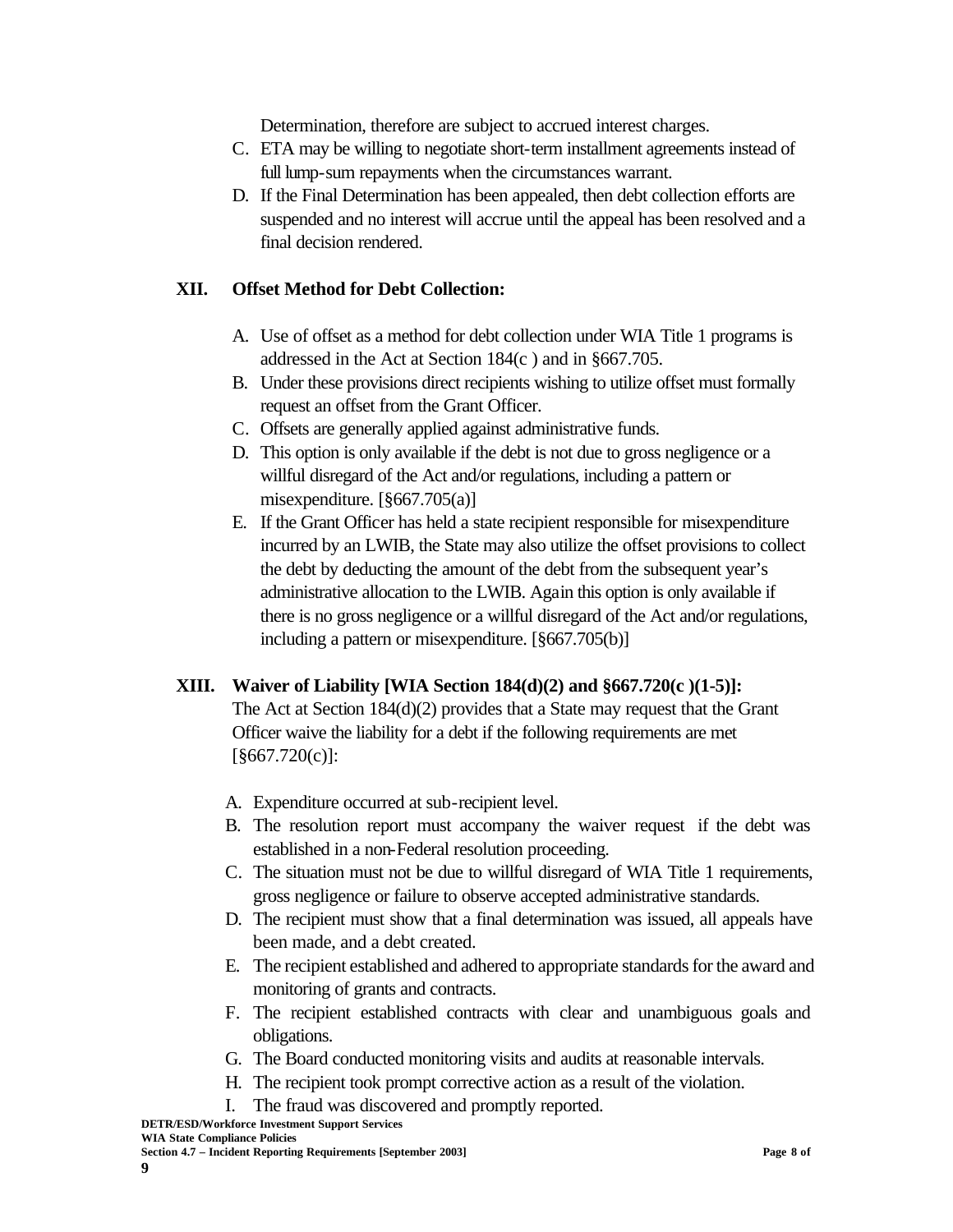Determination, therefore are subject to accrued interest charges.

C. ETA may be willing to negotiate short-term installment agreements instead of full lump-sum repayments when the circumstances warrant.

D. If the Final Determination has been appealed, then debt collection efforts are suspended and no interest will accrue until the appeal has been resolved and a final decision rendered.

## XII. Offset Method for Debt Collection:

A. Use of offset as a method for debt collection under WIA Title 1 programs is addressed in the Act at Section 184(c ) and in §667.705.

B. Under these provisions direct recipients wishing to utilize offset must formally request an offset from the Grant Officer.

C. Offsets are generally applied against administrative funds.

D. This option is only available if the debt is not due to gross negligence or a willful disregard of the Act and/or regulations, including a pattern or misexpenditure. [§667.705(a)]

E. If the Grant Officer has held a state recipient responsible for misexpenditure incurred by an LWIB, the State may also utilize the offset provisions to collect the debt by deducting the amount of the debt from the subsequent year's administrative allocation to the LWIB. Again this option is only available if there is no gross negligence or a willful disregard of the Act and/or regulations, including a pattern or misexpenditure. [§667.705(b)]

## XIII. Waiver of Liability [WIA Section 184(d)(2) and §667.720(c )(1-5)]:

The Act at Section 184(d)(2) provides that a State may request that the Grant Officer waive the liability for a debt if the following requirements are met [§667.720(c)]:

A. Expenditure occurred at sub-recipient level.

B. The resolution report must accompany the waiver request if the debt was established in a non-Federal resolution proceeding.

C. The situation must not be due to willful disregard of WIA Title 1 requirements, gross negligence or failure to observe accepted administrative standards.

D. The recipient must show that a final determination was issued, all appeals have been made, and a debt created.

E. The recipient established and adhered to appropriate standards for the award and monitoring of grants and contracts.

F. The recipient established contracts with clear and unambiguous goals and obligations.

G. The Board conducted monitoring visits and audits at reasonable intervals.

H. The recipient took prompt corrective action as a result of the violation.

I. The fraud was discovered and promptly reported.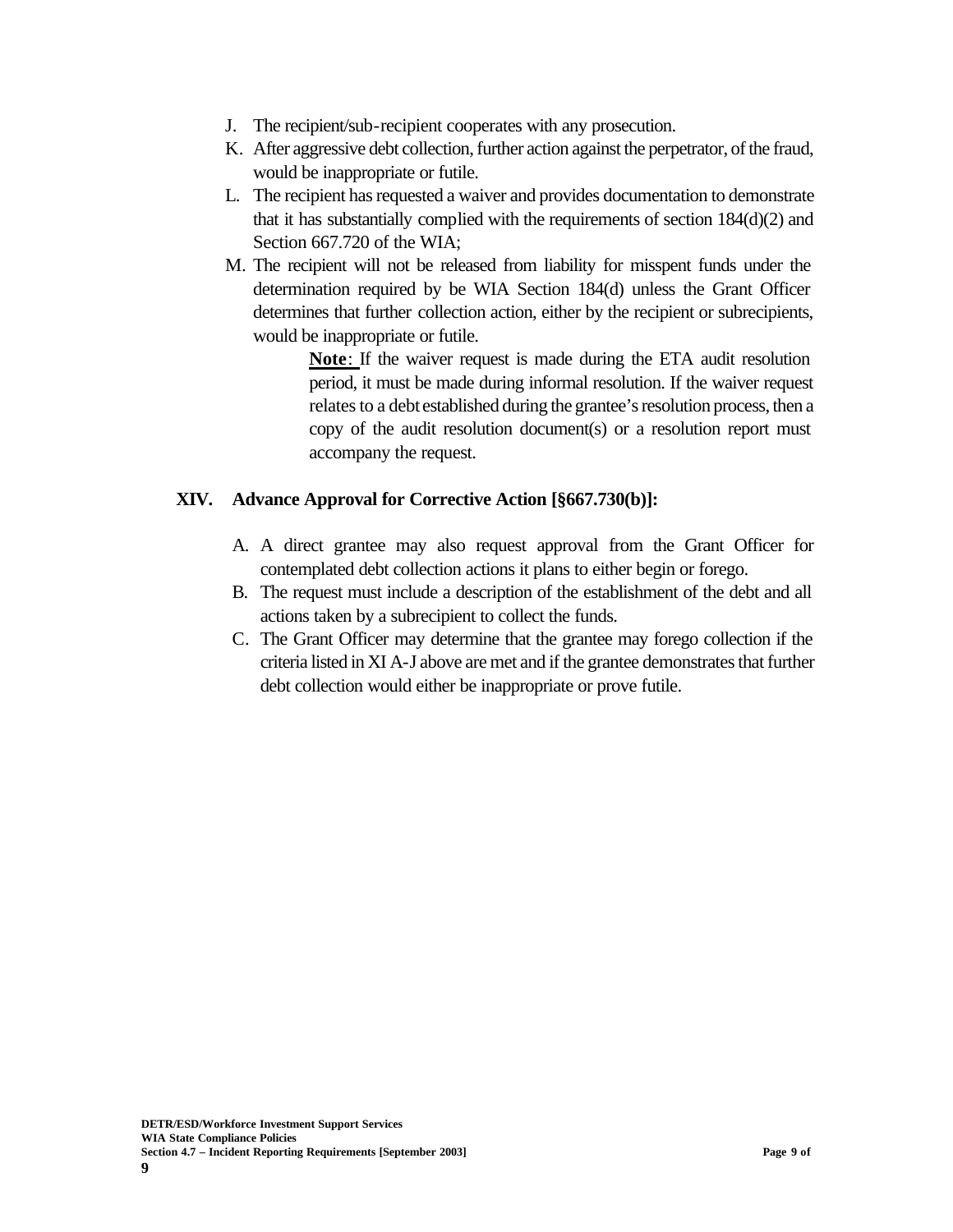J. The recipient/sub-recipient cooperates with any prosecution.
K. After aggressive debt collection, further action against the perpetrator, of the fraud, would be inappropriate or futile.
L. The recipient has requested a waiver and provides documentation to demonstrate that it has substantially complied with the requirements of section 184(d)(2) and Section 667.720 of the WIA;
M. The recipient will not be released from liability for misspent funds under the determination required by be WIA Section 184(d) unless the Grant Officer determines that further collection action, either by the recipient or subrecipients, would be inappropriate or futile.

> **Note**: If the waiver request is made during the ETA audit resolution period, it must be made during informal resolution. If the waiver request relates to a debt established during the grantee's resolution process, then a copy of the audit resolution document(s) or a resolution report must accompany the request.

## XIV. Advance Approval for Corrective Action [§667.730(b)]:

A. A direct grantee may also request approval from the Grant Officer for contemplated debt collection actions it plans to either begin or forego.
B. The request must include a description of the establishment of the debt and all actions taken by a subrecipient to collect the funds.
C. The Grant Officer may determine that the grantee may forego collection if the criteria listed in XI A-J above are met and if the grantee demonstrates that further debt collection would either be inappropriate or prove futile.